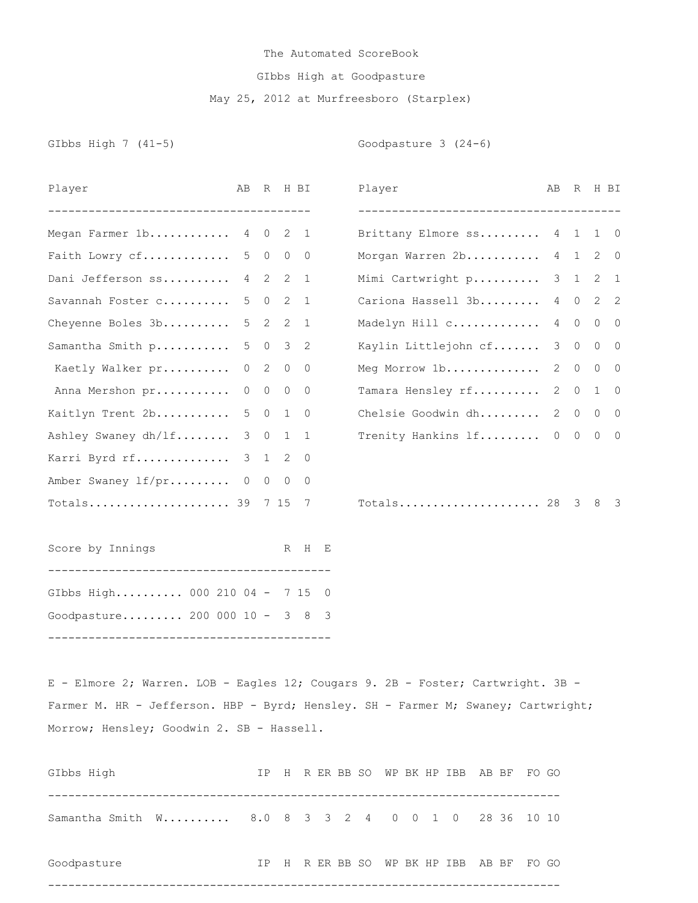# The Automated ScoreBook

## GIbbs High at Goodpasture

May 25, 2012 at Murfreesboro (Starplex)

**GIbbs High 7 (41-5)**

| Player | AB | R | H | BI |
|---|---|---|---|---|
| Megan Farmer 1b | 4 | 0 | 2 | 1 |
| Faith Lowry cf | 5 | 0 | 0 | 0 |
| Dani Jefferson ss | 4 | 2 | 2 | 1 |
| Savannah Foster c | 5 | 0 | 2 | 1 |
| Cheyenne Boles 3b | 5 | 2 | 2 | 1 |
| Samantha Smith p | 5 | 0 | 3 | 2 |
| Kaetly Walker pr | 0 | 2 | 0 | 0 |
| Anna Mershon pr | 0 | 0 | 0 | 0 |
| Kaitlyn Trent 2b | 5 | 0 | 1 | 0 |
| Ashley Swaney dh/lf | 3 | 0 | 1 | 1 |
| Karri Byrd rf | 3 | 1 | 2 | 0 |
| Amber Swaney lf/pr | 0 | 0 | 0 | 0 |
| Totals | 39 | 7 | 15 | 7 |

**Goodpasture 3 (24-6)**

| Player | AB | R | H | BI |
|---|---|---|---|---|
| Brittany Elmore ss | 4 | 1 | 1 | 0 |
| Morgan Warren 2b | 4 | 1 | 2 | 0 |
| Mimi Cartwright p | 3 | 1 | 2 | 1 |
| Cariona Hassell 3b | 4 | 0 | 2 | 2 |
| Madelyn Hill c | 4 | 0 | 0 | 0 |
| Kaylin Littlejohn cf | 3 | 0 | 0 | 0 |
| Meg Morrow 1b | 2 | 0 | 0 | 0 |
| Tamara Hensley rf | 2 | 0 | 1 | 0 |
| Chelsie Goodwin dh | 2 | 0 | 0 | 0 |
| Trenity Hankins lf | 0 | 0 | 0 | 0 |
| Totals | 28 | 3 | 8 | 3 |

| Score by Innings | | R | H | E |
|---|---|---|---|---|
| GIbbs High | 000 210 04 - | 7 | 15 | 0 |
| Goodpasture | 200 000 10 - | 3 | 8 | 3 |

E - Elmore 2; Warren. LOB - Eagles 12; Cougars 9. 2B - Foster; Cartwright. 3B - Farmer M. HR - Jefferson. HBP - Byrd; Hensley. SH - Farmer M; Swaney; Cartwright; Morrow; Hensley; Goodwin 2. SB - Hassell.

| GIbbs High | IP | H | R | ER | BB | SO | WP | BK | HP | IBB | AB | BF | FO | GO |
|---|---|---|---|---|---|---|---|---|---|---|---|---|---|---|
| Samantha Smith W | 8.0 | 8 | 3 | 3 | 2 | 4 | 0 | 0 | 1 | 0 | 28 | 36 | 10 | 10 |

| Goodpasture | IP | H | R | ER | BB | SO | WP | BK | HP | IBB | AB | BF | FO | GO |
|---|---|---|---|---|---|---|---|---|---|---|---|---|---|---|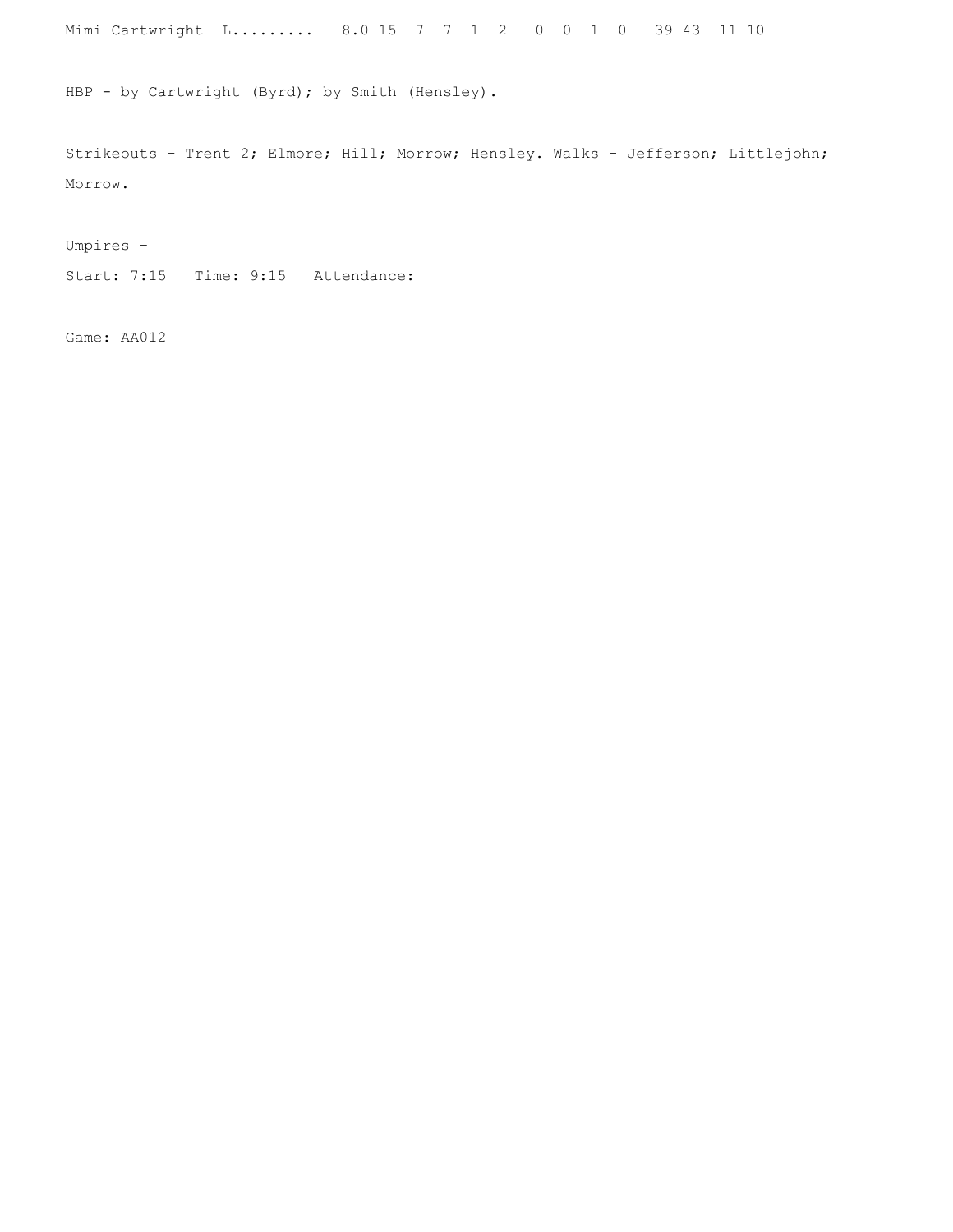```
Mimi Cartwright  L.........   8.0 15  7  7  1  2   0  0  1  0   39 43  11 10
```

HBP - by Cartwright (Byrd); by Smith (Hensley).

Strikeouts - Trent 2; Elmore; Hill; Morrow; Hensley. Walks - Jefferson; Littlejohn; Morrow.

Umpires -

Start: 7:15   Time: 9:15   Attendance:

Game: AA012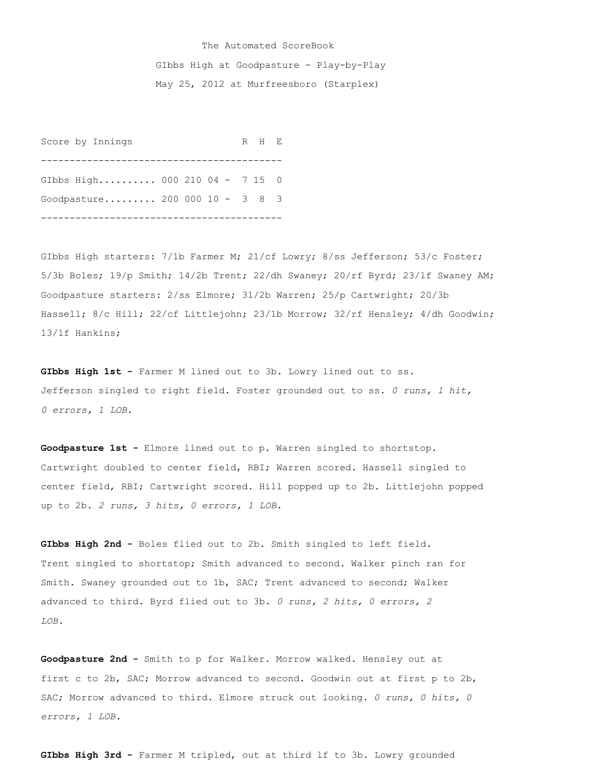The Automated ScoreBook

GIbbs High at Goodpasture - Play-by-Play

May 25, 2012 at Murfreesboro (Starplex)

| Score by Innings | | R | H | E |
|---|---|---|---|---|
| GIbbs High.......... | 000 210 04 - | 7 | 15 | 0 |
| Goodpasture......... | 200 000 10 - | 3 | 8 | 3 |

GIbbs High starters: 7/1b Farmer M; 21/cf Lowry; 8/ss Jefferson; 53/c Foster; 5/3b Boles; 19/p Smith; 14/2b Trent; 22/dh Swaney; 20/rf Byrd; 23/lf Swaney AM;

Goodpasture starters: 2/ss Elmore; 31/2b Warren; 25/p Cartwright; 20/3b Hassell; 8/c Hill; 22/cf Littlejohn; 23/1b Morrow; 32/rf Hensley; 4/dh Goodwin; 13/lf Hankins;

**GIbbs High 1st -** Farmer M lined out to 3b. Lowry lined out to ss. Jefferson singled to right field. Foster grounded out to ss. *0 runs, 1 hit, 0 errors, 1 LOB.*

**Goodpasture 1st -** Elmore lined out to p. Warren singled to shortstop. Cartwright doubled to center field, RBI; Warren scored. Hassell singled to center field, RBI; Cartwright scored. Hill popped up to 2b. Littlejohn popped up to 2b. *2 runs, 3 hits, 0 errors, 1 LOB.*

**GIbbs High 2nd -** Boles flied out to 2b. Smith singled to left field. Trent singled to shortstop; Smith advanced to second. Walker pinch ran for Smith. Swaney grounded out to 1b, SAC; Trent advanced to second; Walker advanced to third. Byrd flied out to 3b. *0 runs, 2 hits, 0 errors, 2 LOB.*

**Goodpasture 2nd -** Smith to p for Walker. Morrow walked. Hensley out at first c to 2b, SAC; Morrow advanced to second. Goodwin out at first p to 2b, SAC; Morrow advanced to third. Elmore struck out looking. *0 runs, 0 hits, 0 errors, 1 LOB.*

**GIbbs High 3rd -** Farmer M tripled, out at third lf to 3b. Lowry grounded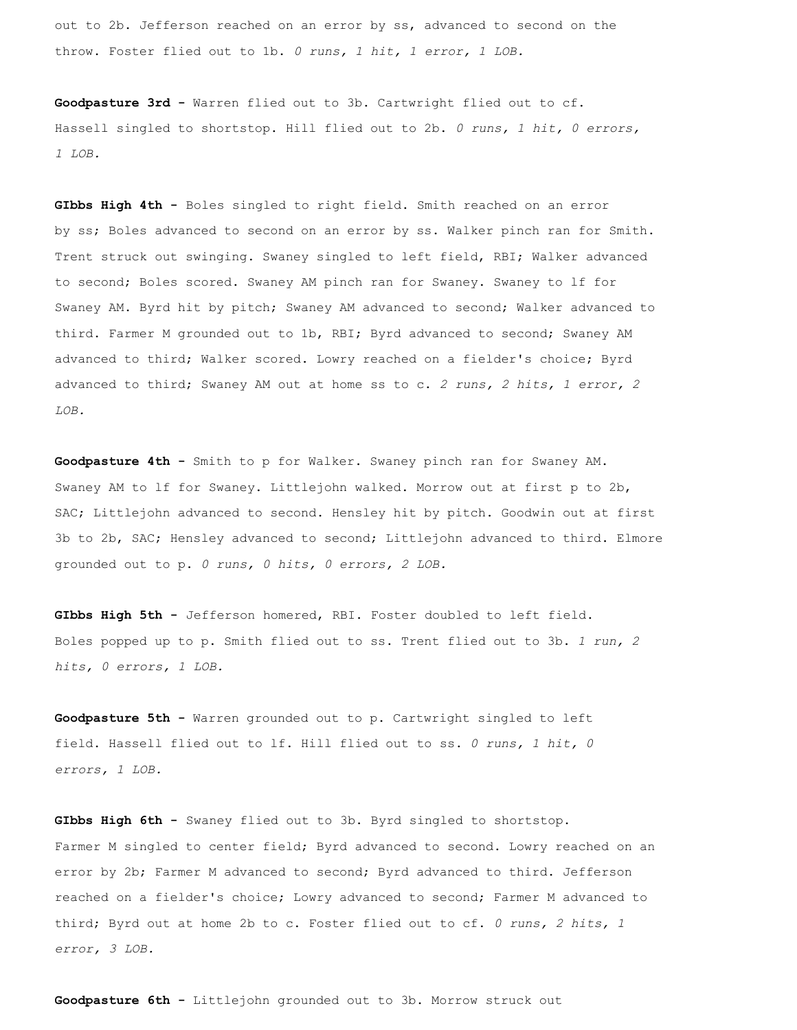out to 2b. Jefferson reached on an error by ss, advanced to second on the throw. Foster flied out to 1b. *0 runs, 1 hit, 1 error, 1 LOB.*

**Goodpasture 3rd -** Warren flied out to 3b. Cartwright flied out to cf. Hassell singled to shortstop. Hill flied out to 2b. *0 runs, 1 hit, 0 errors, 1 LOB.*

**GIbbs High 4th -** Boles singled to right field. Smith reached on an error by ss; Boles advanced to second on an error by ss. Walker pinch ran for Smith. Trent struck out swinging. Swaney singled to left field, RBI; Walker advanced to second; Boles scored. Swaney AM pinch ran for Swaney. Swaney to lf for Swaney AM. Byrd hit by pitch; Swaney AM advanced to second; Walker advanced to third. Farmer M grounded out to 1b, RBI; Byrd advanced to second; Swaney AM advanced to third; Walker scored. Lowry reached on a fielder's choice; Byrd advanced to third; Swaney AM out at home ss to c. *2 runs, 2 hits, 1 error, 2 LOB.*

**Goodpasture 4th -** Smith to p for Walker. Swaney pinch ran for Swaney AM. Swaney AM to lf for Swaney. Littlejohn walked. Morrow out at first p to 2b, SAC; Littlejohn advanced to second. Hensley hit by pitch. Goodwin out at first 3b to 2b, SAC; Hensley advanced to second; Littlejohn advanced to third. Elmore grounded out to p. *0 runs, 0 hits, 0 errors, 2 LOB.*

**GIbbs High 5th -** Jefferson homered, RBI. Foster doubled to left field. Boles popped up to p. Smith flied out to ss. Trent flied out to 3b. *1 run, 2 hits, 0 errors, 1 LOB.*

**Goodpasture 5th -** Warren grounded out to p. Cartwright singled to left field. Hassell flied out to lf. Hill flied out to ss. *0 runs, 1 hit, 0 errors, 1 LOB.*

**GIbbs High 6th -** Swaney flied out to 3b. Byrd singled to shortstop. Farmer M singled to center field; Byrd advanced to second. Lowry reached on an error by 2b; Farmer M advanced to second; Byrd advanced to third. Jefferson reached on a fielder's choice; Lowry advanced to second; Farmer M advanced to third; Byrd out at home 2b to c. Foster flied out to cf. *0 runs, 2 hits, 1 error, 3 LOB.*

**Goodpasture 6th -** Littlejohn grounded out to 3b. Morrow struck out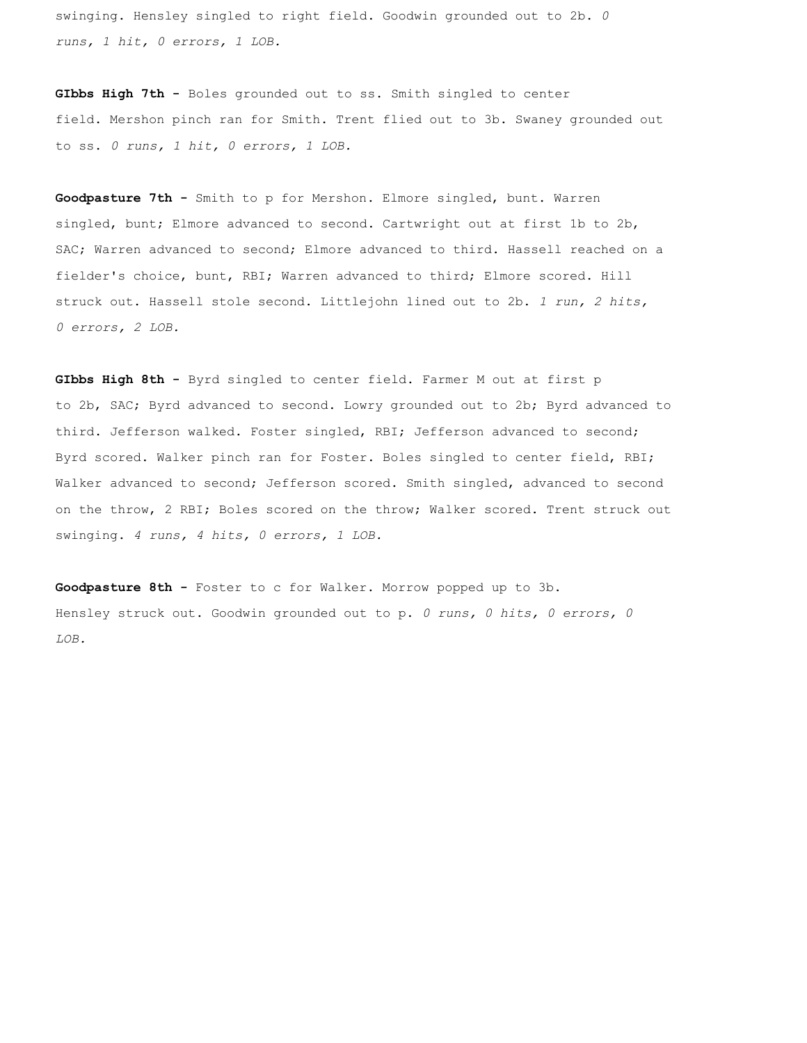swinging. Hensley singled to right field. Goodwin grounded out to 2b. *0 runs, 1 hit, 0 errors, 1 LOB.*

**GIbbs High 7th -** Boles grounded out to ss. Smith singled to center field. Mershon pinch ran for Smith. Trent flied out to 3b. Swaney grounded out to ss. *0 runs, 1 hit, 0 errors, 1 LOB.*

**Goodpasture 7th -** Smith to p for Mershon. Elmore singled, bunt. Warren singled, bunt; Elmore advanced to second. Cartwright out at first 1b to 2b, SAC; Warren advanced to second; Elmore advanced to third. Hassell reached on a fielder's choice, bunt, RBI; Warren advanced to third; Elmore scored. Hill struck out. Hassell stole second. Littlejohn lined out to 2b. *1 run, 2 hits, 0 errors, 2 LOB.*

**GIbbs High 8th -** Byrd singled to center field. Farmer M out at first p to 2b, SAC; Byrd advanced to second. Lowry grounded out to 2b; Byrd advanced to third. Jefferson walked. Foster singled, RBI; Jefferson advanced to second; Byrd scored. Walker pinch ran for Foster. Boles singled to center field, RBI; Walker advanced to second; Jefferson scored. Smith singled, advanced to second on the throw, 2 RBI; Boles scored on the throw; Walker scored. Trent struck out swinging. *4 runs, 4 hits, 0 errors, 1 LOB.*

**Goodpasture 8th -** Foster to c for Walker. Morrow popped up to 3b. Hensley struck out. Goodwin grounded out to p. *0 runs, 0 hits, 0 errors, 0 LOB.*